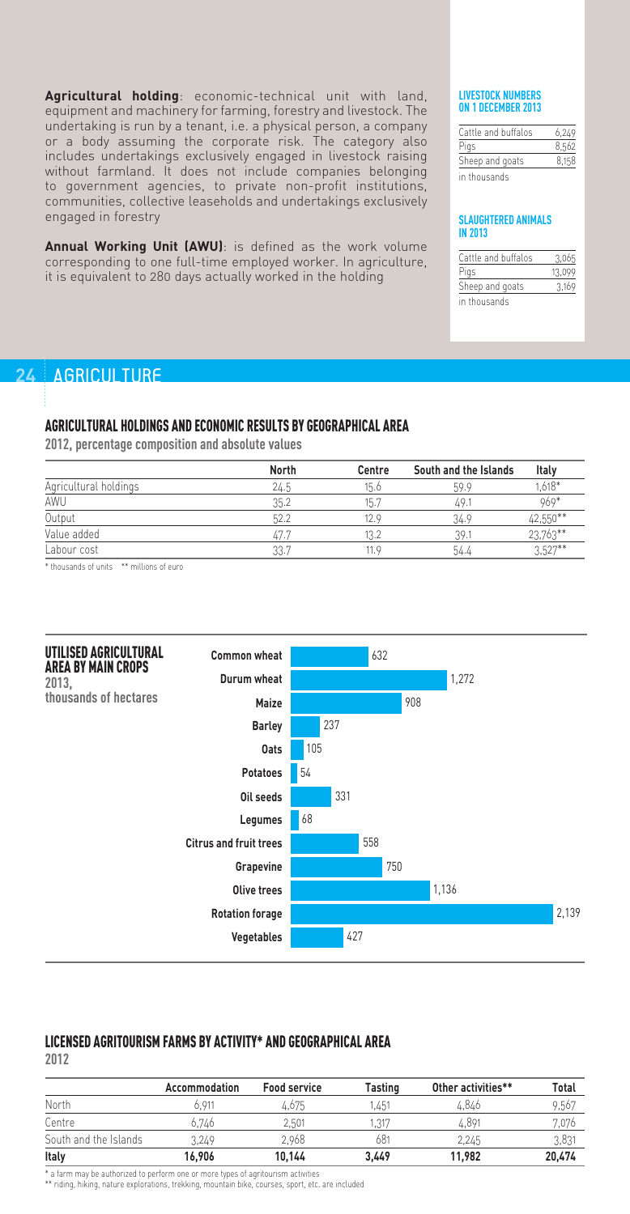**Agricultural holding**: economic-technical unit with land, equipment and machinery for farming, forestry and livestock. The undertaking is run by a tenant, i.e. a physical person, a company or a body assuming the corporate risk. The category also includes undertakings exclusively engaged in livestock raising without farmland. It does not include companies belonging to government agencies, to private non-profit institutions, communities, collective leaseholds and undertakings exclusively engaged in forestry

**Annual Working Unit (AWU)**: is defined as the work volume corresponding to one full-time employed worker. In agriculture, it is equivalent to 280 days actually worked in the holding

#### LIVESTOCK NUMBERS ON 1 DECEMBER 2013

| | |
|---|---|
| Cattle and buffalos | 6,249 |
| Pigs | 8,562 |
| Sheep and goats | 8,158 |

in thousands

#### SLAUGHTERED ANIMALS IN 2013

| | |
|---|---|
| Cattle and buffalos | 3,065 |
| Pigs | 13,099 |
| Sheep and goats | 3,169 |

in thousands

# AGRICULTURE

## AGRICULTURAL HOLDINGS AND ECONOMIC RESULTS BY GEOGRAPHICAL AREA

**2012, percentage composition and absolute values**

| | North | Centre | South and the Islands | Italy |
|---|---|---|---|---|
| Agricultural holdings | 24.5 | 15.6 | 59.9 | 1,618* |
| AWU | 35.2 | 15.7 | 49.1 | 969* |
| Output | 52.2 | 12.9 | 34.9 | 42,550** |
| Value added | 47.7 | 13.2 | 39.1 | 23,763** |
| Labour cost | 33.7 | 11.9 | 54.4 | 3,527** |

\* thousands of units ** millions of euro

## UTILISED AGRICULTURAL AREA BY MAIN CROPS

**2013, thousands of hectares**

| Crop | Thousands of hectares |
|---|---|
| Common wheat | 632 |
| Durum wheat | 1,272 |
| Maize | 908 |
| Barley | 237 |
| Oats | 105 |
| Potatoes | 54 |
| Oil seeds | 331 |
| Legumes | 68 |
| Citrus and fruit trees | 558 |
| Grapevine | 750 |
| Olive trees | 1,136 |
| Rotation forage | 2,139 |
| Vegetables | 427 |

## LICENSED AGRITOURISM FARMS BY ACTIVITY* AND GEOGRAPHICAL AREA

**2012**

| | Accommodation | Food service | Tasting | Other activities** | Total |
|---|---|---|---|---|---|
| North | 6,911 | 4,675 | 1,451 | 4,846 | 9,567 |
| Centre | 6,746 | 2,501 | 1,317 | 4,891 | 7,076 |
| South and the Islands | 3,249 | 2,968 | 681 | 2,245 | 3,831 |
| **Italy** | **16,906** | **10,144** | **3,449** | **11,982** | **20,474** |

\* a farm may be authorized to perform one or more types of agritourism activities
\** riding, hiking, nature explorations, trekking, mountain bike, courses, sport, etc. are included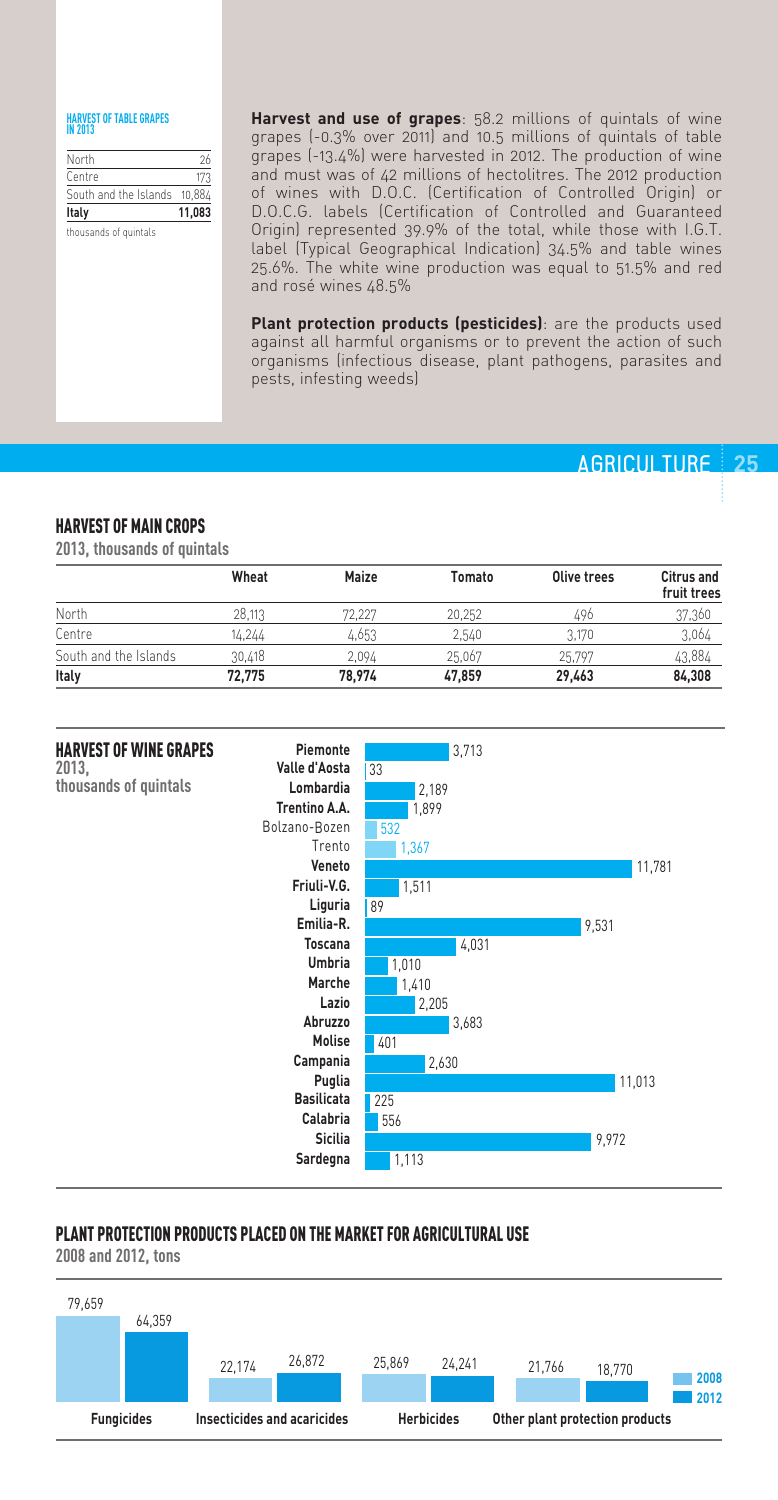#### HARVEST OF TABLE GRAPES IN 2013

| | |
|---|---|
| North | 26 |
| Centre | 173 |
| South and the Islands | 10,884 |
| **Italy** | **11,083** |

thousands of quintals

**Harvest and use of grapes**: 58.2 millions of quintals of wine grapes (-0.3% over 2011) and 10.5 millions of quintals of table grapes (-13.4%) were harvested in 2012. The production of wine and must was of 42 millions of hectolitres. The 2012 production of wines with D.O.C. (Certification of Controlled Origin) or D.O.C.G. labels (Certification of Controlled and Guaranteed Origin) represented 39.9% of the total, while those with I.G.T. label (Typical Geographical Indication) 34.5% and table wines 25.6%. The white wine production was equal to 51.5% and red and rosé wines 48.5%

**Plant protection products (pesticides)**: are the products used against all harmful organisms or to prevent the action of such organisms (infectious disease, plant pathogens, parasites and pests, infesting weeds)

## HARVEST OF MAIN CROPS

**2013, thousands of quintals**

| | Wheat | Maize | Tomato | Olive trees | Citrus and fruit trees |
|---|---|---|---|---|---|
| North | 28,113 | 72,227 | 20,252 | 496 | 37,360 |
| Centre | 14,244 | 4,653 | 2,540 | 3,170 | 3,064 |
| South and the Islands | 30,418 | 2,094 | 25,067 | 25,797 | 43,884 |
| **Italy** | **72,775** | **78,974** | **47,859** | **29,463** | **84,308** |

## HARVEST OF WINE GRAPES

**2013, thousands of quintals**

Piemonte 3,713
Valle d'Aosta 33
Lombardia 2,189
Trentino A.A. 1,899
Bolzano-Bozen 532
Trento 1,367
Veneto 11,781
Friuli-V.G. 1,511
Liguria 89
Emilia-R. 9,531
Toscana 4,031
Umbria 1,010
Marche 1,410
Lazio 2,205
Abruzzo 3,683
Molise 401
Campania 2,630
Puglia 11,013
Basilicata 225
Calabria 556
Sicilia 9,972
Sardegna 1,113

## PLANT PROTECTION PRODUCTS PLACED ON THE MARKET FOR AGRICULTURAL USE

**2008 and 2012, tons**

Fungicides: 79,659 64,359
Insecticides and acaricides: 22,174 26,872
Herbicides: 25,869 24,241
Other plant protection products: 21,766 18,770

2008
2012